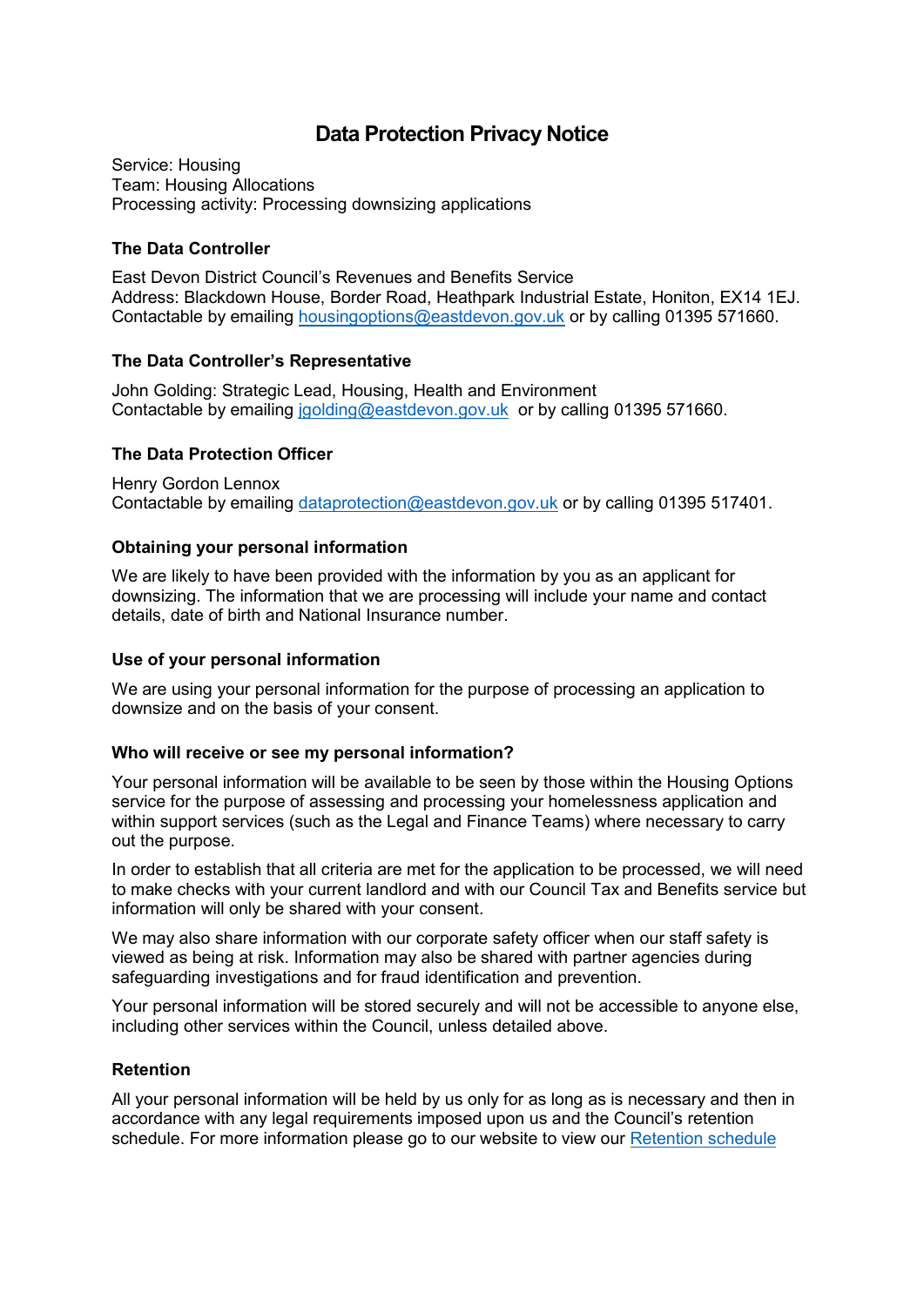# Data Protection Privacy Notice

Service: Housing
Team: Housing Allocations
Processing activity: Processing downsizing applications

### The Data Controller

East Devon District Council's Revenues and Benefits Service
Address: Blackdown House, Border Road, Heathpark Industrial Estate, Honiton, EX14 1EJ.
Contactable by emailing housingoptions@eastdevon.gov.uk or by calling 01395 571660.

### The Data Controller's Representative

John Golding: Strategic Lead, Housing, Health and Environment
Contactable by emailing jgolding@eastdevon.gov.uk or by calling 01395 571660.

### The Data Protection Officer

Henry Gordon Lennox
Contactable by emailing dataprotection@eastdevon.gov.uk or by calling 01395 517401.

### Obtaining your personal information

We are likely to have been provided with the information by you as an applicant for downsizing. The information that we are processing will include your name and contact details, date of birth and National Insurance number.

### Use of your personal information

We are using your personal information for the purpose of processing an application to downsize and on the basis of your consent.

### Who will receive or see my personal information?

Your personal information will be available to be seen by those within the Housing Options service for the purpose of assessing and processing your homelessness application and within support services (such as the Legal and Finance Teams) where necessary to carry out the purpose.

In order to establish that all criteria are met for the application to be processed, we will need to make checks with your current landlord and with our Council Tax and Benefits service but information will only be shared with your consent.

We may also share information with our corporate safety officer when our staff safety is viewed as being at risk. Information may also be shared with partner agencies during safeguarding investigations and for fraud identification and prevention.

Your personal information will be stored securely and will not be accessible to anyone else, including other services within the Council, unless detailed above.

### Retention

All your personal information will be held by us only for as long as is necessary and then in accordance with any legal requirements imposed upon us and the Council's retention schedule. For more information please go to our website to view our Retention schedule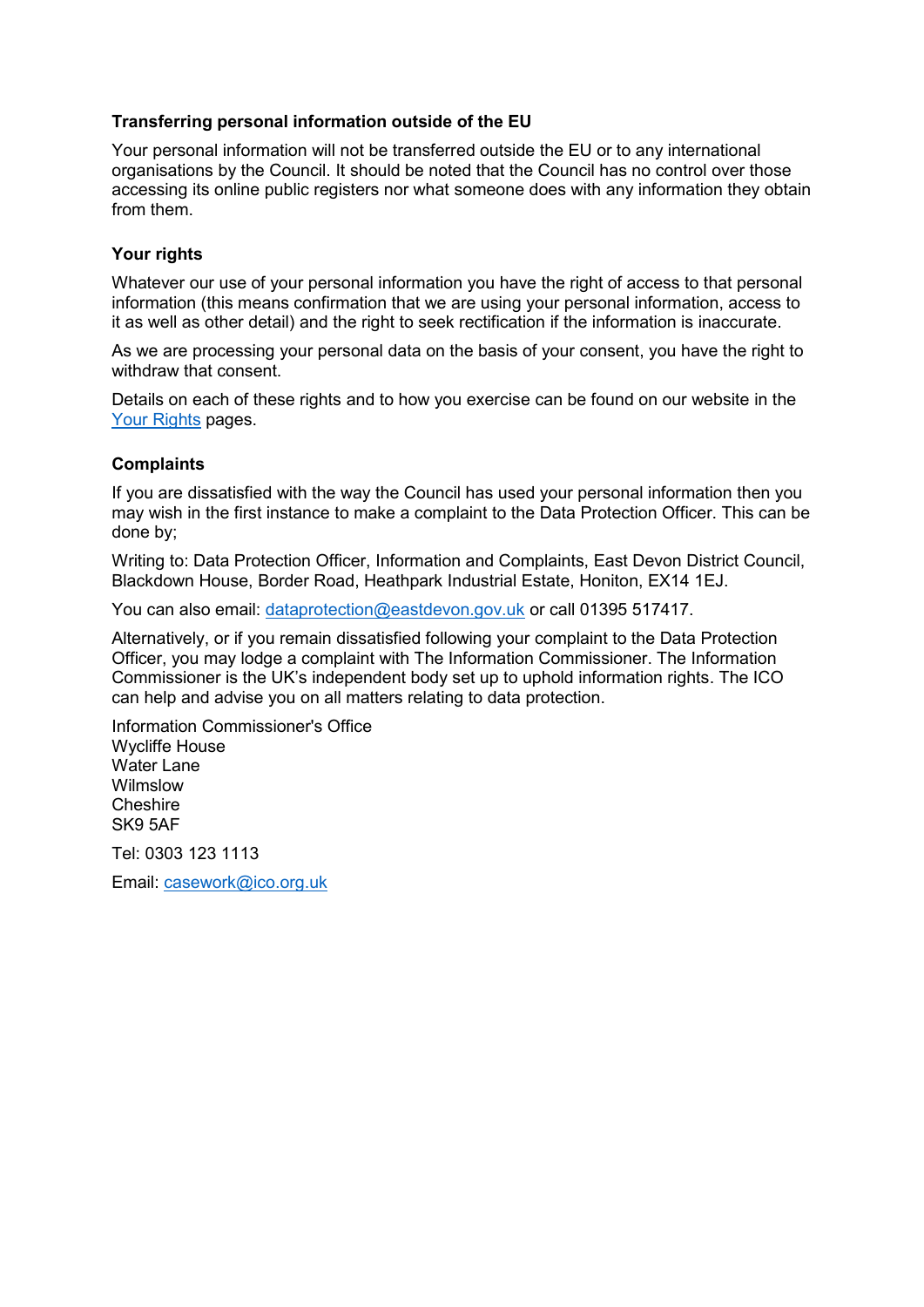### Transferring personal information outside of the EU

Your personal information will not be transferred outside the EU or to any international organisations by the Council. It should be noted that the Council has no control over those accessing its online public registers nor what someone does with any information they obtain from them.

### Your rights

Whatever our use of your personal information you have the right of access to that personal information (this means confirmation that we are using your personal information, access to it as well as other detail) and the right to seek rectification if the information is inaccurate.

As we are processing your personal data on the basis of your consent, you have the right to withdraw that consent.

Details on each of these rights and to how you exercise can be found on our website in the Your Rights pages.

### Complaints

If you are dissatisfied with the way the Council has used your personal information then you may wish in the first instance to make a complaint to the Data Protection Officer. This can be done by;

Writing to: Data Protection Officer, Information and Complaints, East Devon District Council, Blackdown House, Border Road, Heathpark Industrial Estate, Honiton, EX14 1EJ.

You can also email: dataprotection@eastdevon.gov.uk or call 01395 517417.

Alternatively, or if you remain dissatisfied following your complaint to the Data Protection Officer, you may lodge a complaint with The Information Commissioner. The Information Commissioner is the UK's independent body set up to uphold information rights. The ICO can help and advise you on all matters relating to data protection.

Information Commissioner's Office
Wycliffe House
Water Lane
Wilmslow
Cheshire
SK9 5AF

Tel: 0303 123 1113

Email: casework@ico.org.uk